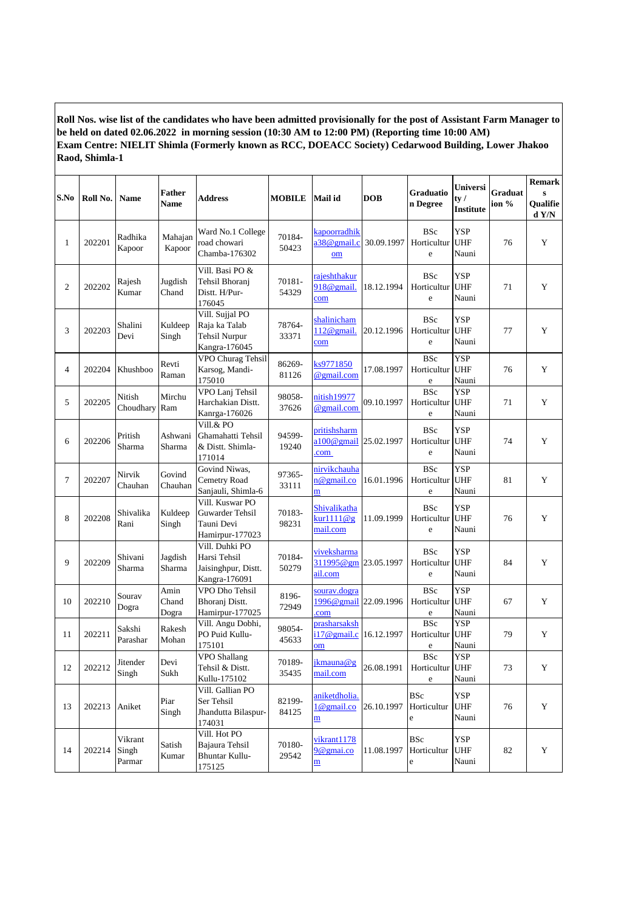**Roll Nos. wise list of the candidates who have been admitted provisionally for the post of Assistant Farm Manager to be held on dated 02.06.2022 in morning session (10:30 AM to 12:00 PM) (Reporting time 10:00 AM)**
**Exam Centre: NIELIT Shimla (Formerly known as RCC, DOEACC Society) Cedarwood Building, Lower Jhakoo Raod, Shimla-1**

| S.No | Roll No. | Name | Father Name | Address | MOBILE | Mail id | DOB | Graduation Degree | University / Institute | Graduation % | Remarks Qualified Y/N |
|---|---|---|---|---|---|---|---|---|---|---|---|
| 1 | 202201 | Radhika Kapoor | Mahajan Kapoor | Ward No.1 College road chowari Chamba-176302 | 70184-50423 | kapoorradhika38@gmail.com | 30.09.1997 | BSc Horticulture | YSP UHF Nauni | 76 | Y |
| 2 | 202202 | Rajesh Kumar | Jugdish Chand | Vill. Basi PO & Tehsil Bhoranj Distt. H/Pur-176045 | 70181-54329 | rajeshthakur918@gmail.com | 18.12.1994 | BSc Horticulture | YSP UHF Nauni | 71 | Y |
| 3 | 202203 | Shalini Devi | Kuldeep Singh | Vill. Sujjal PO Raja ka Talab Tehsil Nurpur Kangra-176045 | 78764-33371 | shalinicham112@gmail.com | 20.12.1996 | BSc Horticulture | YSP UHF Nauni | 77 | Y |
| 4 | 202204 | Khushboo | Revti Raman | VPO Churag Tehsil Karsog, Mandi-175010 | 86269-81126 | ks9771850@gmail.com | 17.08.1997 | BSc Horticulture | YSP UHF Nauni | 76 | Y |
| 5 | 202205 | Nitish Choudhary | Mirchu Ram | VPO Lanj Tehsil Harchakian Distt. Kanrga-176026 | 98058-37626 | nitish19977@gmail.com | 09.10.1997 | BSc Horticulture | YSP UHF Nauni | 71 | Y |
| 6 | 202206 | Pritish Sharma | Ashwani Sharma | Vill.& PO Ghamahatti Tehsil & Distt. Shimla-171014 | 94599-19240 | pritishsharma100@gmail.com | 25.02.1997 | BSc Horticulture | YSP UHF Nauni | 74 | Y |
| 7 | 202207 | Nirvik Chauhan | Govind Chauhan | Govind Niwas, Cemetry Road Sanjauli, Shimla-6 | 97365-33111 | nirvikchauhan@gmail.com | 16.01.1996 | BSc Horticulture | YSP UHF Nauni | 81 | Y |
| 8 | 202208 | Shivalika Rani | Kuldeep Singh | Vill. Kuswar PO Guwarder Tehsil Tauni Devi Hamirpur-177023 | 70183-98231 | Shivalikathakur1111@gmail.com | 11.09.1999 | BSc Horticulture | YSP UHF Nauni | 76 | Y |
| 9 | 202209 | Shivani Sharma | Jagdish Sharma | Vill. Duhki PO Harsi Tehsil Jaisinghpur, Distt. Kangra-176091 | 70184-50279 | viveksharma311995@gmail.com | 23.05.1997 | BSc Horticulture | YSP UHF Nauni | 84 | Y |
| 10 | 202210 | Sourav Dogra | Amin Chand Dogra | VPO Dho Tehsil Bhoranj Distt. Hamirpur-177025 | 8196-72949 | sourav.dogra1996@gmail.com | 22.09.1996 | BSc Horticulture | YSP UHF Nauni | 67 | Y |
| 11 | 202211 | Sakshi Parashar | Rakesh Mohan | Vill. Angu Dobhi, PO Puid Kullu-175101 | 98054-45633 | prasharsakshi17@gmail.com | 16.12.1997 | BSc Horticulture | YSP UHF Nauni | 79 | Y |
| 12 | 202212 | Jitender Singh | Devi Sukh | VPO Shallang Tehsil & Distt. Kullu-175102 | 70189-35435 | jkmauna@gmail.com | 26.08.1991 | BSc Horticulture | YSP UHF Nauni | 73 | Y |
| 13 | 202213 | Aniket | Piar Singh | Vill. Gallian PO Ser Tehsil Jhandutta Bilaspur-174031 | 82199-84125 | aniketdholia.1@gmail.com | 26.10.1997 | BSc Horticulture | YSP UHF Nauni | 76 | Y |
| 14 | 202214 | Vikrant Singh Parmar | Satish Kumar | Vill. Hot PO Bajaura Tehsil Bhuntar Kullu-175125 | 70180-29542 | vikrant11789@gmai.com | 11.08.1997 | BSc Horticulture | YSP UHF Nauni | 82 | Y |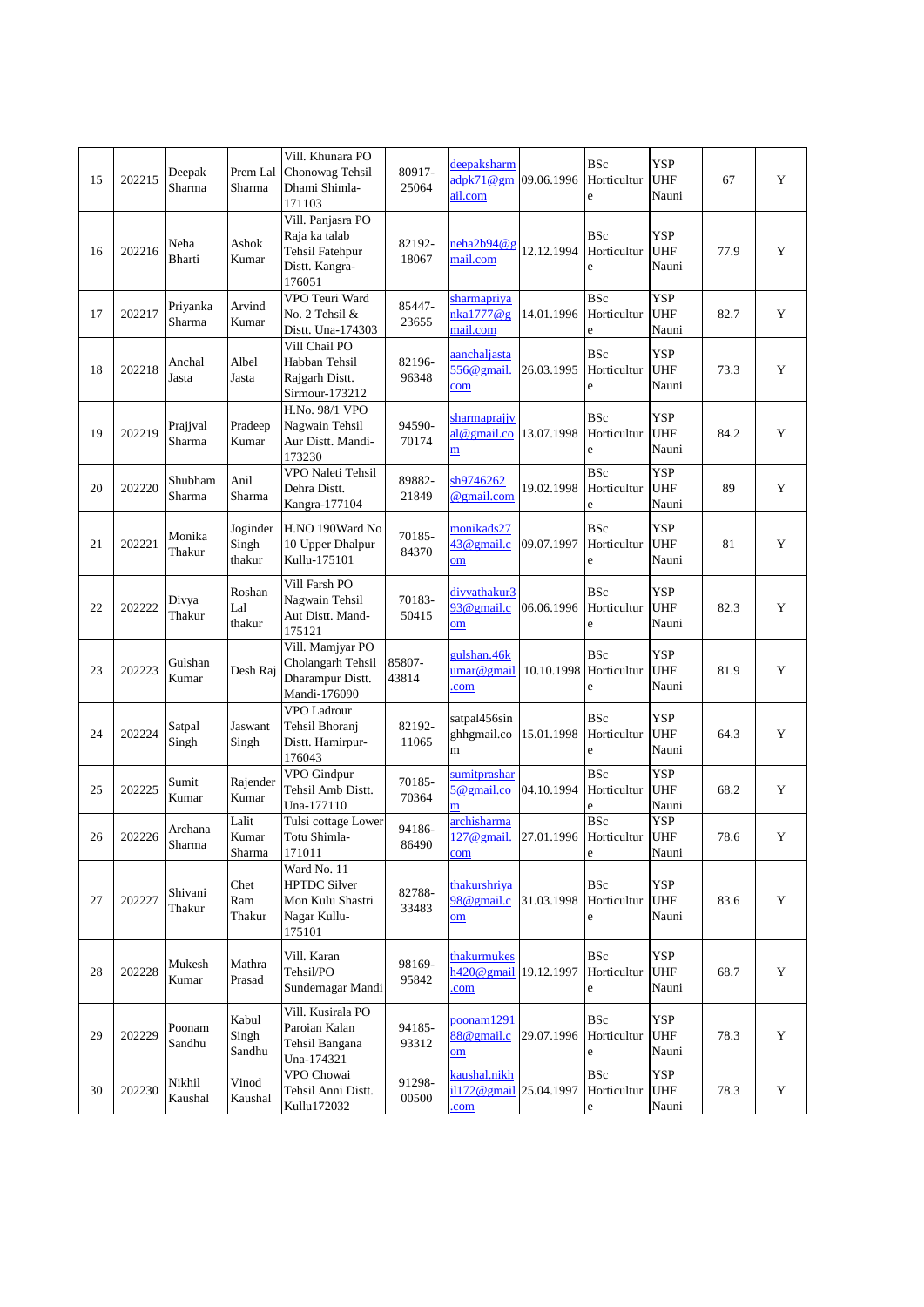| 15 | 202215 | Deepak Sharma | Prem Lal Sharma | Vill. Khunara PO Chonowag Tehsil Dhami Shimla-171103 | 80917-25064 | deepaksharmadpk71@gmail.com | 09.06.1996 | BSc Horticulture | YSP UHF Nauni | 67 | Y |
|---|---|---|---|---|---|---|---|---|---|---|---|
| 16 | 202216 | Neha Bharti | Ashok Kumar | Vill. Panjasra PO Raja ka talab Tehsil Fatehpur Distt. Kangra-176051 | 82192-18067 | neha2b94@gmail.com | 12.12.1994 | BSc Horticulture | YSP UHF Nauni | 77.9 | Y |
| 17 | 202217 | Priyanka Sharma | Arvind Kumar | VPO Teuri Ward No. 2 Tehsil & Distt. Una-174303 | 85447-23655 | sharmapriyanka1777@gmail.com | 14.01.1996 | BSc Horticulture | YSP UHF Nauni | 82.7 | Y |
| 18 | 202218 | Anchal Jasta | Albel Jasta | Vill Chail PO Habban Tehsil Rajgarh Distt. Sirmour-173212 | 82196-96348 | aanchaljasta556@gmail.com | 26.03.1995 | BSc Horticulture | YSP UHF Nauni | 73.3 | Y |
| 19 | 202219 | Prajjval Sharma | Pradeep Kumar | H.No. 98/1 VPO Nagwain Tehsil Aur Distt. Mandi-173230 | 94590-70174 | sharmaprajjval@gmail.com | 13.07.1998 | BSc Horticulture | YSP UHF Nauni | 84.2 | Y |
| 20 | 202220 | Shubham Sharma | Anil Sharma | VPO Naleti Tehsil Dehra Distt. Kangra-177104 | 89882-21849 | sh9746262@gmail.com | 19.02.1998 | BSc Horticulture | YSP UHF Nauni | 89 | Y |
| 21 | 202221 | Monika Thakur | Joginder Singh thakur | H.NO 190Ward No 10 Upper Dhalpur Kullu-175101 | 70185-84370 | monikads2743@gmail.com | 09.07.1997 | BSc Horticulture | YSP UHF Nauni | 81 | Y |
| 22 | 202222 | Divya Thakur | Roshan Lal thakur | Vill Farsh PO Nagwain Tehsil Aut Distt. Mand-175121 | 70183-50415 | divyathakur393@gmail.com | 06.06.1996 | BSc Horticulture | YSP UHF Nauni | 82.3 | Y |
| 23 | 202223 | Gulshan Kumar | Desh Raj | Vill. Mamjyar PO Cholangarh Tehsil Dharampur Distt. Mandi-176090 | 85807-43814 | gulshan.46kumar@gmail.com | 10.10.1998 | BSc Horticulture | YSP UHF Nauni | 81.9 | Y |
| 24 | 202224 | Satpal Singh | Jaswant Singh | VPO Ladrour Tehsil Bhoranj Distt. Hamirpur-176043 | 82192-11065 | satpal456singhgmail.com | 15.01.1998 | BSc Horticulture | YSP UHF Nauni | 64.3 | Y |
| 25 | 202225 | Sumit Kumar | Rajender Kumar | VPO Gindpur Tehsil Amb Distt. Una-177110 | 70185-70364 | sumitprashar5@gmail.com | 04.10.1994 | BSc Horticulture | YSP UHF Nauni | 68.2 | Y |
| 26 | 202226 | Archana Sharma | Lalit Kumar Sharma | Tulsi cottage Lower Totu Shimla-171011 | 94186-86490 | archisharma127@gmail.com | 27.01.1996 | BSc Horticulture | YSP UHF Nauni | 78.6 | Y |
| 27 | 202227 | Shivani Thakur | Chet Ram Thakur | Ward No. 11 HPTDC Silver Mon Kulu Shastri Nagar Kullu-175101 | 82788-33483 | thakurshriya98@gmail.com | 31.03.1998 | BSc Horticulture | YSP UHF Nauni | 83.6 | Y |
| 28 | 202228 | Mukesh Kumar | Mathra Prasad | Vill. Karan Tehsil/PO Sundernagar Mandi | 98169-95842 | thakurmukesh420@gmail.com | 19.12.1997 | BSc Horticulture | YSP UHF Nauni | 68.7 | Y |
| 29 | 202229 | Poonam Sandhu | Kabul Singh Sandhu | Vill. Kusirala PO Paroian Kalan Tehsil Bangana Una-174321 | 94185-93312 | poonam129188@gmail.com | 29.07.1996 | BSc Horticulture | YSP UHF Nauni | 78.3 | Y |
| 30 | 202230 | Nikhil Kaushal | Vinod Kaushal | VPO Chowai Tehsil Anni Distt. Kullu172032 | 91298-00500 | kaushal.nikhil172@gmail.com | 25.04.1997 | BSc Horticulture | YSP UHF Nauni | 78.3 | Y |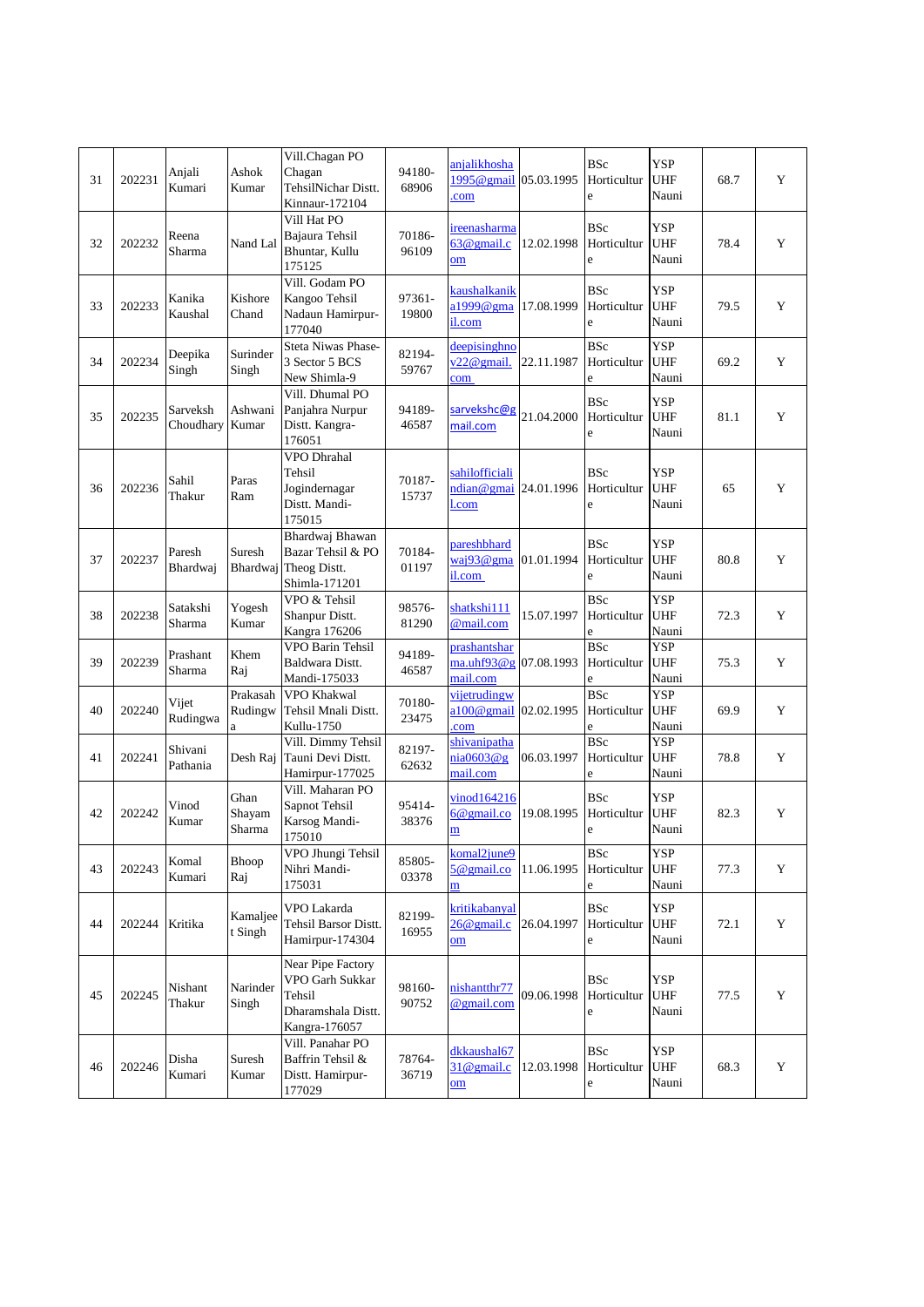| 31 | 202231 | Anjali Kumari | Ashok Kumar | Vill.Chagan PO Chagan TehsilNichar Distt. Kinnaur-172104 | 94180-68906 | anjalikhosha1995@gmail.com | 05.03.1995 | BSc Horticulture | YSP UHF Nauni | 68.7 | Y |
|---|---|---|---|---|---|---|---|---|---|---|---|
| 32 | 202232 | Reena Sharma | Nand Lal | Vill Hat PO Bajaura Tehsil Bhuntar, Kullu 175125 | 70186-96109 | ireenasharma63@gmail.com | 12.02.1998 | BSc Horticulture | YSP UHF Nauni | 78.4 | Y |
| 33 | 202233 | Kanika Kaushal | Kishore Chand | Vill. Godam PO Kangoo Tehsil Nadaun Hamirpur-177040 | 97361-19800 | kaushalkanika1999@gmail.com | 17.08.1999 | BSc Horticulture | YSP UHF Nauni | 79.5 | Y |
| 34 | 202234 | Deepika Singh | Surinder Singh | Steta Niwas Phase-3 Sector 5 BCS New Shimla-9 | 82194-59767 | deepisinghnov22@gmail.com | 22.11.1987 | BSc Horticulture | YSP UHF Nauni | 69.2 | Y |
| 35 | 202235 | Sarveksh Choudhary | Ashwani Kumar | Vill. Dhumal PO Panjahra Nurpur Distt. Kangra-176051 | 94189-46587 | sarvekshc@gmail.com | 21.04.2000 | BSc Horticulture | YSP UHF Nauni | 81.1 | Y |
| 36 | 202236 | Sahil Thakur | Paras Ram | VPO Dhrahal Tehsil Jogindernagar Distt. Mandi-175015 | 70187-15737 | sahilofficialindian@gmail.com | 24.01.1996 | BSc Horticulture | YSP UHF Nauni | 65 | Y |
| 37 | 202237 | Paresh Bhardwaj | Suresh Bhardwaj | Bhardwaj Bhawan Bazar Tehsil & PO Theog Distt. Shimla-171201 | 70184-01197 | pareshbhardwaj93@gmail.com | 01.01.1994 | BSc Horticulture | YSP UHF Nauni | 80.8 | Y |
| 38 | 202238 | Satakshi Sharma | Yogesh Kumar | VPO & Tehsil Shanpur Distt. Kangra 176206 | 98576-81290 | shatkshi111@mail.com | 15.07.1997 | BSc Horticulture | YSP UHF Nauni | 72.3 | Y |
| 39 | 202239 | Prashant Sharma | Khem Raj | VPO Barin Tehsil Baldwara Distt. Mandi-175033 | 94189-46587 | prashantsharma.uhf93@gmail.com | 07.08.1993 | BSc Horticulture | YSP UHF Nauni | 75.3 | Y |
| 40 | 202240 | Vijet Rudingwa | Prakasah Rudingwa | VPO Khakwal Tehsil Mnali Distt. Kullu-1750 | 70180-23475 | vijetrudingwa100@gmail.com | 02.02.1995 | BSc Horticulture | YSP UHF Nauni | 69.9 | Y |
| 41 | 202241 | Shivani Pathania | Desh Raj | Vill. Dimmy Tehsil Tauni Devi Distt. Hamirpur-177025 | 82197-62632 | shivanipathania0603@gmail.com | 06.03.1997 | BSc Horticulture | YSP UHF Nauni | 78.8 | Y |
| 42 | 202242 | Vinod Kumar | Ghan Shayam Sharma | Vill. Maharan PO Sapnot Tehsil Karsog Mandi-175010 | 95414-38376 | vinod1642166@gmail.com | 19.08.1995 | BSc Horticulture | YSP UHF Nauni | 82.3 | Y |
| 43 | 202243 | Komal Kumari | Bhoop Raj | VPO Jhungi Tehsil Nihri Mandi-175031 | 85805-03378 | komal2june95@gmail.com | 11.06.1995 | BSc Horticulture | YSP UHF Nauni | 77.3 | Y |
| 44 | 202244 | Kritika | Kamaljeet Singh | VPO Lakarda Tehsil Barsor Distt. Hamirpur-174304 | 82199-16955 | kritikabanyal26@gmail.com | 26.04.1997 | BSc Horticulture | YSP UHF Nauni | 72.1 | Y |
| 45 | 202245 | Nishant Thakur | Narinder Singh | Near Pipe Factory VPO Garh Sukkar Tehsil Dharamshala Distt. Kangra-176057 | 98160-90752 | nishantthr77@gmail.com | 09.06.1998 | BSc Horticulture | YSP UHF Nauni | 77.5 | Y |
| 46 | 202246 | Disha Kumari | Suresh Kumar | Vill. Panahar PO Baffrin Tehsil & Distt. Hamirpur-177029 | 78764-36719 | dkkaushal6731@gmail.com | 12.03.1998 | BSc Horticulture | YSP UHF Nauni | 68.3 | Y |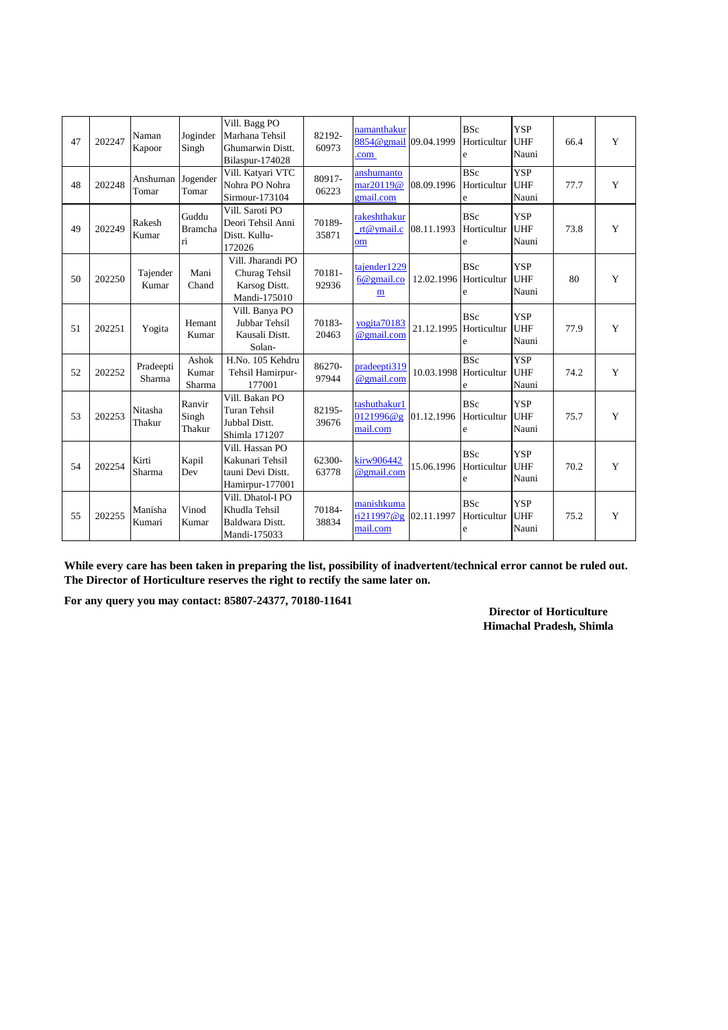| | | | | | | | | | | | |
|---|---|---|---|---|---|---|---|---|---|---|---|
| 47 | 202247 | Naman Kapoor | Joginder Singh | Vill. Bagg PO Marhana Tehsil Ghumarwin Distt. Bilaspur-174028 | 82192-60973 | namanthakur8854@gmail.com | 09.04.1999 | BSc Horticulture | YSP UHF Nauni | 66.4 | Y |
| 48 | 202248 | Anshuman Tomar | Jogender Tomar | Vill. Katyari VTC Nohra PO Nohra Sirmour-173104 | 80917-06223 | anshumantomar20119@gmail.com | 08.09.1996 | BSc Horticulture | YSP UHF Nauni | 77.7 | Y |
| 49 | 202249 | Rakesh Kumar | Guddu Bramchari | Vill. Saroti PO Deori Tehsil Anni Distt. Kullu-172026 | 70189-35871 | rakeshthakur_rt@ymail.com | 08.11.1993 | BSc Horticulture | YSP UHF Nauni | 73.8 | Y |
| 50 | 202250 | Tajender Kumar | Mani Chand | Vill. Jharandi PO Churag Tehsil Karsog Distt. Mandi-175010 | 70181-92936 | tajender12296@gmail.com | 12.02.1996 | BSc Horticulture | YSP UHF Nauni | 80 | Y |
| 51 | 202251 | Yogita | Hemant Kumar | Vill. Banya PO Jubbar Tehsil Kausali Distt. Solan- | 70183-20463 | yogita70183@gmail.com | 21.12.1995 | BSc Horticulture | YSP UHF Nauni | 77.9 | Y |
| 52 | 202252 | Pradeepti Sharma | Ashok Kumar Sharma | H.No. 105 Kehdru Tehsil Hamirpur-177001 | 86270-97944 | pradeepti319@gmail.com | 10.03.1998 | BSc Horticulture | YSP UHF Nauni | 74.2 | Y |
| 53 | 202253 | Nitasha Thakur | Ranvir Singh Thakur | Vill. Bakan PO Turan Tehsil Jubbal Distt. Shimla 171207 | 82195-39676 | tashuthakur10121996@gmail.com | 01.12.1996 | BSc Horticulture | YSP UHF Nauni | 75.7 | Y |
| 54 | 202254 | Kirti Sharma | Kapil Dev | Vill. Hassan PO Kakunari Tehsil tauni Devi Distt. Hamirpur-177001 | 62300-63778 | kirw906442@gmail.com | 15.06.1996 | BSc Horticulture | YSP UHF Nauni | 70.2 | Y |
| 55 | 202255 | Manisha Kumari | Vinod Kumar | Vill. Dhatol-I PO Khudla Tehsil Baldwara Distt. Mandi-175033 | 70184-38834 | manishkumari211997@gmail.com | 02.11.1997 | BSc Horticulture | YSP UHF Nauni | 75.2 | Y |

**While every care has been taken in preparing the list, possibility of inadvertent/technical error cannot be ruled out. The Director of Horticulture reserves the right to rectify the same later on.**

**For any query you may contact: 85807-24377, 70180-11641**

**Director of Horticulture**
**Himachal Pradesh, Shimla**